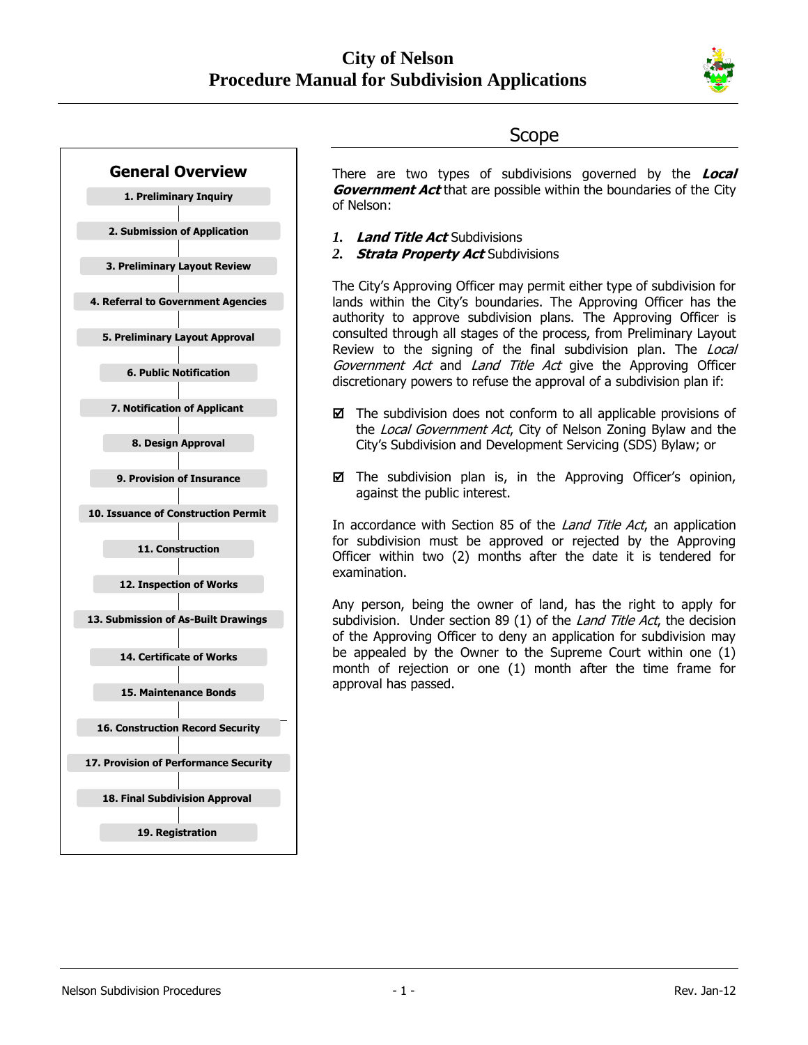# City of Nelson
# Procedure Manual for Subdivision Applications

## General Overview

1. Preliminary Inquiry
2. Submission of Application
3. Preliminary Layout Review
4. Referral to Government Agencies
5. Preliminary Layout Approval
6. Public Notification
7. Notification of Applicant
8. Design Approval
9. Provision of Insurance
10. Issuance of Construction Permit
11. Construction
12. Inspection of Works
13. Submission of As-Built Drawings
14. Certificate of Works
15. Maintenance Bonds
16. Construction Record Security
17. Provision of Performance Security
18. Final Subdivision Approval
19. Registration

## Scope

There are two types of subdivisions governed by the ***Local Government Act*** that are possible within the boundaries of the City of Nelson:

1. ***Land Title Act*** Subdivisions
2. ***Strata Property Act*** Subdivisions

The City's Approving Officer may permit either type of subdivision for lands within the City's boundaries. The Approving Officer has the authority to approve subdivision plans. The Approving Officer is consulted through all stages of the process, from Preliminary Layout Review to the signing of the final subdivision plan. The *Local Government Act* and *Land Title Act* give the Approving Officer discretionary powers to refuse the approval of a subdivision plan if:

- ☑ The subdivision does not conform to all applicable provisions of the *Local Government Act*, City of Nelson Zoning Bylaw and the City's Subdivision and Development Servicing (SDS) Bylaw; or
- ☑ The subdivision plan is, in the Approving Officer's opinion, against the public interest.

In accordance with Section 85 of the *Land Title Act*, an application for subdivision must be approved or rejected by the Approving Officer within two (2) months after the date it is tendered for examination.

Any person, being the owner of land, has the right to apply for subdivision. Under section 89 (1) of the *Land Title Act*, the decision of the Approving Officer to deny an application for subdivision may be appealed by the Owner to the Supreme Court within one (1) month of rejection or one (1) month after the time frame for approval has passed.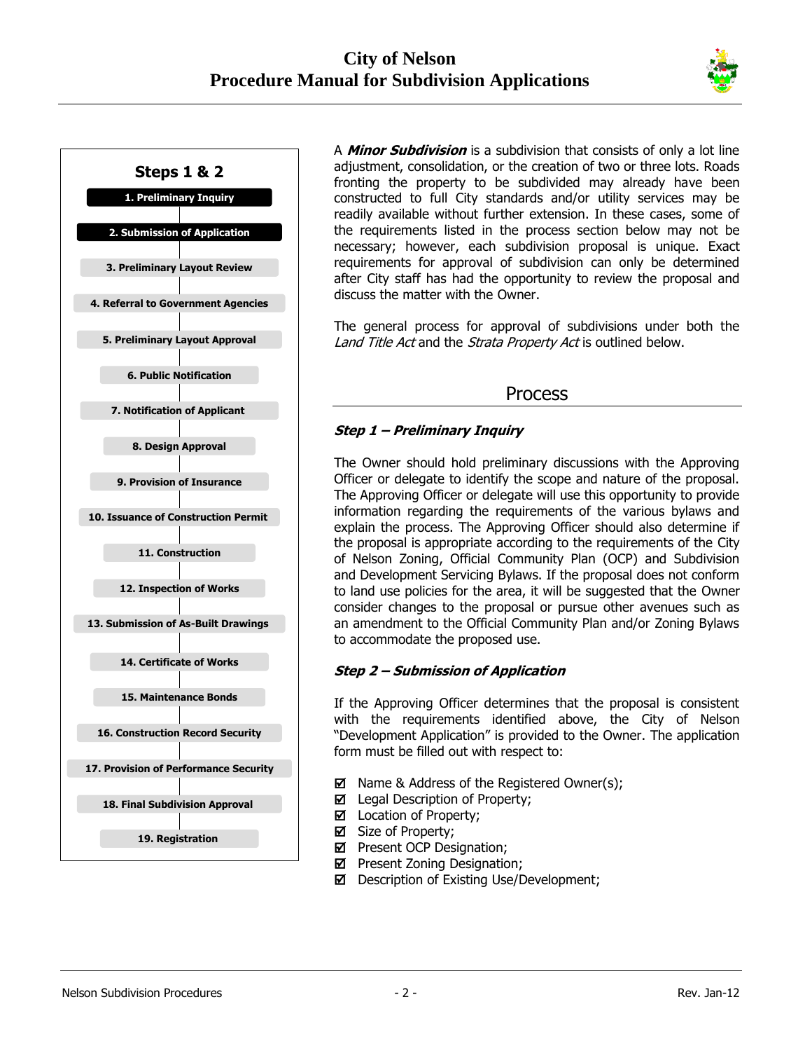**Steps 1 & 2**

1. Preliminary Inquiry
2. Submission of Application
3. Preliminary Layout Review
4. Referral to Government Agencies
5. Preliminary Layout Approval
6. Public Notification
7. Notification of Applicant
8. Design Approval
9. Provision of Insurance
10. Issuance of Construction Permit
11. Construction
12. Inspection of Works
13. Submission of As-Built Drawings
14. Certificate of Works
15. Maintenance Bonds
16. Construction Record Security
17. Provision of Performance Security
18. Final Subdivision Approval
19. Registration

A ***Minor Subdivision*** is a subdivision that consists of only a lot line adjustment, consolidation, or the creation of two or three lots. Roads fronting the property to be subdivided may already have been constructed to full City standards and/or utility services may be readily available without further extension. In these cases, some of the requirements listed in the process section below may not be necessary; however, each subdivision proposal is unique. Exact requirements for approval of subdivision can only be determined after City staff has had the opportunity to review the proposal and discuss the matter with the Owner.

The general process for approval of subdivisions under both the *Land Title Act* and the *Strata Property Act* is outlined below.

## Process

### *Step 1 – Preliminary Inquiry*

The Owner should hold preliminary discussions with the Approving Officer or delegate to identify the scope and nature of the proposal. The Approving Officer or delegate will use this opportunity to provide information regarding the requirements of the various bylaws and explain the process. The Approving Officer should also determine if the proposal is appropriate according to the requirements of the City of Nelson Zoning, Official Community Plan (OCP) and Subdivision and Development Servicing Bylaws. If the proposal does not conform to land use policies for the area, it will be suggested that the Owner consider changes to the proposal or pursue other avenues such as an amendment to the Official Community Plan and/or Zoning Bylaws to accommodate the proposed use.

### *Step 2 – Submission of Application*

If the Approving Officer determines that the proposal is consistent with the requirements identified above, the City of Nelson "Development Application" is provided to the Owner. The application form must be filled out with respect to:

- ☑ Name & Address of the Registered Owner(s);
- ☑ Legal Description of Property;
- ☑ Location of Property;
- ☑ Size of Property;
- ☑ Present OCP Designation;
- ☑ Present Zoning Designation;
- ☑ Description of Existing Use/Development;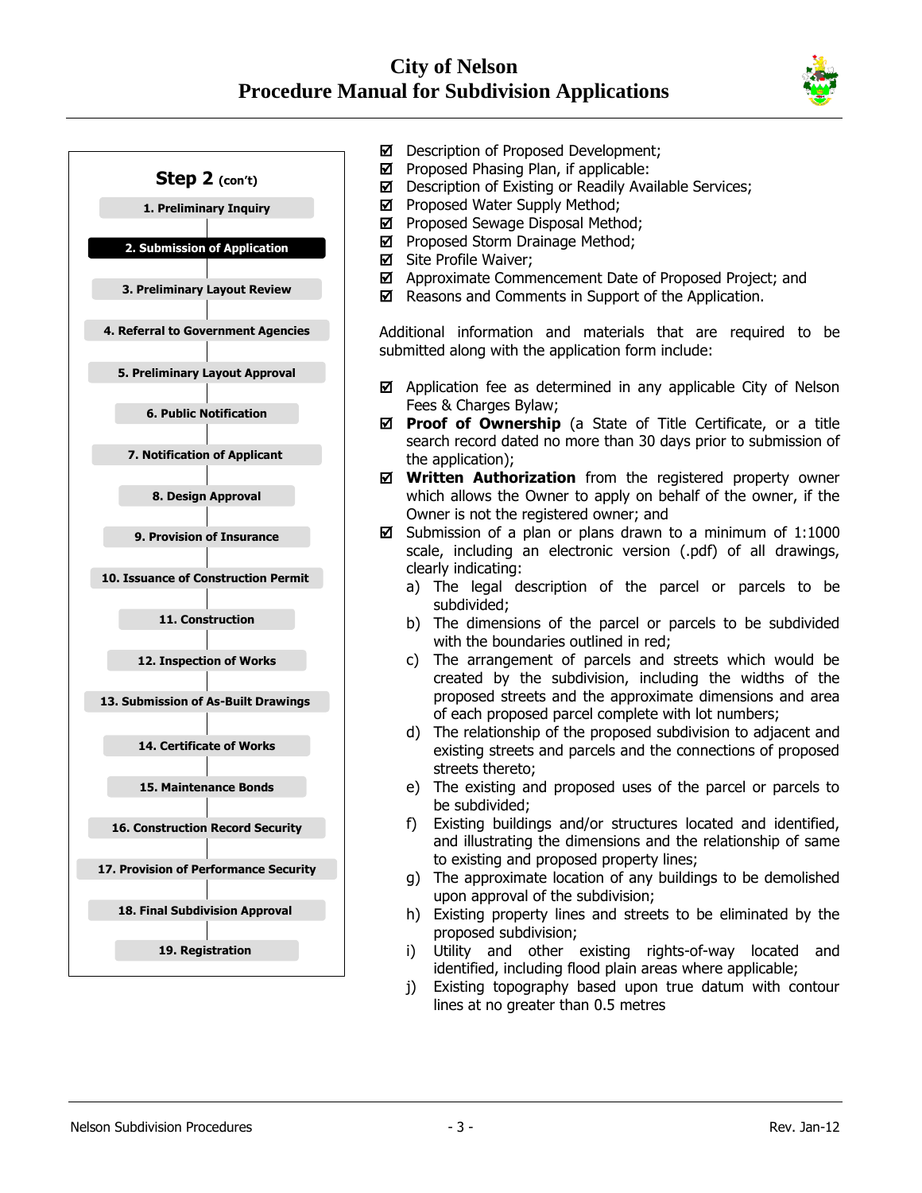**Step 2 (con't)**

1. Preliminary Inquiry
2. **Submission of Application**
3. Preliminary Layout Review
4. Referral to Government Agencies
5. Preliminary Layout Approval
6. Public Notification
7. Notification of Applicant
8. Design Approval
9. Provision of Insurance
10. Issuance of Construction Permit
11. Construction
12. Inspection of Works
13. Submission of As-Built Drawings
14. Certificate of Works
15. Maintenance Bonds
16. Construction Record Security
17. Provision of Performance Security
18. Final Subdivision Approval
19. Registration

- ☑ Description of Proposed Development;
- ☑ Proposed Phasing Plan, if applicable:
- ☑ Description of Existing or Readily Available Services;
- ☑ Proposed Water Supply Method;
- ☑ Proposed Sewage Disposal Method;
- ☑ Proposed Storm Drainage Method;
- ☑ Site Profile Waiver;
- ☑ Approximate Commencement Date of Proposed Project; and
- ☑ Reasons and Comments in Support of the Application.

Additional information and materials that are required to be submitted along with the application form include:

- ☑ Application fee as determined in any applicable City of Nelson Fees & Charges Bylaw;
- ☑ **Proof of Ownership** (a State of Title Certificate, or a title search record dated no more than 30 days prior to submission of the application);
- ☑ **Written Authorization** from the registered property owner which allows the Owner to apply on behalf of the owner, if the Owner is not the registered owner; and
- ☑ Submission of a plan or plans drawn to a minimum of 1:1000 scale, including an electronic version (.pdf) of all drawings, clearly indicating:
  - a) The legal description of the parcel or parcels to be subdivided;
  - b) The dimensions of the parcel or parcels to be subdivided with the boundaries outlined in red;
  - c) The arrangement of parcels and streets which would be created by the subdivision, including the widths of the proposed streets and the approximate dimensions and area of each proposed parcel complete with lot numbers;
  - d) The relationship of the proposed subdivision to adjacent and existing streets and parcels and the connections of proposed streets thereto;
  - e) The existing and proposed uses of the parcel or parcels to be subdivided;
  - f) Existing buildings and/or structures located and identified, and illustrating the dimensions and the relationship of same to existing and proposed property lines;
  - g) The approximate location of any buildings to be demolished upon approval of the subdivision;
  - h) Existing property lines and streets to be eliminated by the proposed subdivision;
  - i) Utility and other existing rights-of-way located and identified, including flood plain areas where applicable;
  - j) Existing topography based upon true datum with contour lines at no greater than 0.5 metres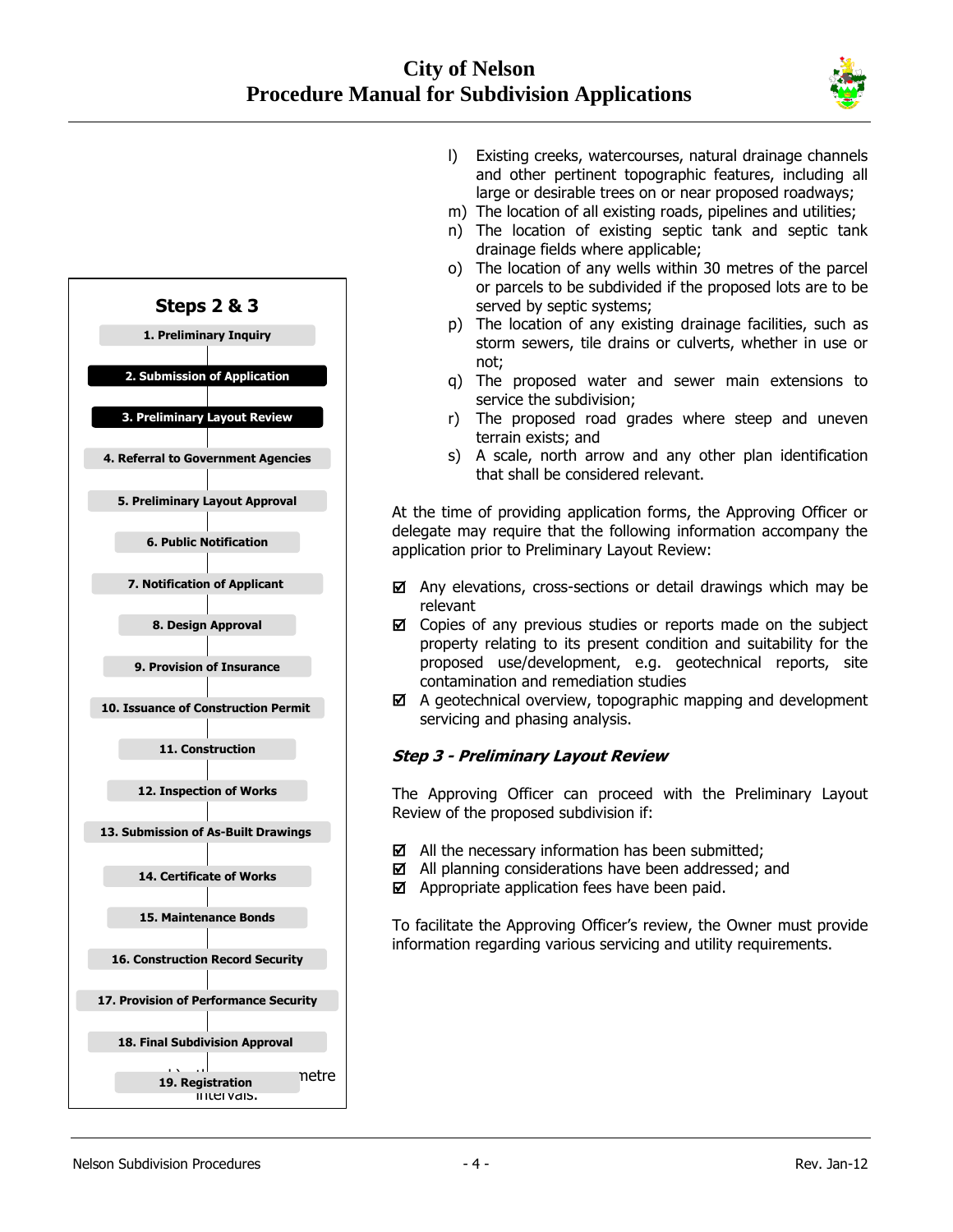**Steps 2 & 3**

1. Preliminary Inquiry
2. **Submission of Application**
3. **Preliminary Layout Review**
4. Referral to Government Agencies
5. Preliminary Layout Approval
6. Public Notification
7. Notification of Applicant
8. Design Approval
9. Provision of Insurance
10. Issuance of Construction Permit
11. Construction
12. Inspection of Works
13. Submission of As-Built Drawings
14. Certificate of Works
15. Maintenance Bonds
16. Construction Record Security
17. Provision of Performance Security
18. Final Subdivision Approval
19. Registration

l) Existing creeks, watercourses, natural drainage channels and other pertinent topographic features, including all large or desirable trees on or near proposed roadways;
m) The location of all existing roads, pipelines and utilities;
n) The location of existing septic tank and septic tank drainage fields where applicable;
o) The location of any wells within 30 metres of the parcel or parcels to be subdivided if the proposed lots are to be served by septic systems;
p) The location of any existing drainage facilities, such as storm sewers, tile drains or culverts, whether in use or not;
q) The proposed water and sewer main extensions to service the subdivision;
r) The proposed road grades where steep and uneven terrain exists; and
s) A scale, north arrow and any other plan identification that shall be considered relevant.

At the time of providing application forms, the Approving Officer or delegate may require that the following information accompany the application prior to Preliminary Layout Review:

- ☑ Any elevations, cross-sections or detail drawings which may be relevant
- ☑ Copies of any previous studies or reports made on the subject property relating to its present condition and suitability for the proposed use/development, e.g. geotechnical reports, site contamination and remediation studies
- ☑ A geotechnical overview, topographic mapping and development servicing and phasing analysis.

### *Step 3 - Preliminary Layout Review*

The Approving Officer can proceed with the Preliminary Layout Review of the proposed subdivision if:

- ☑ All the necessary information has been submitted;
- ☑ All planning considerations have been addressed; and
- ☑ Appropriate application fees have been paid.

To facilitate the Approving Officer's review, the Owner must provide information regarding various servicing and utility requirements.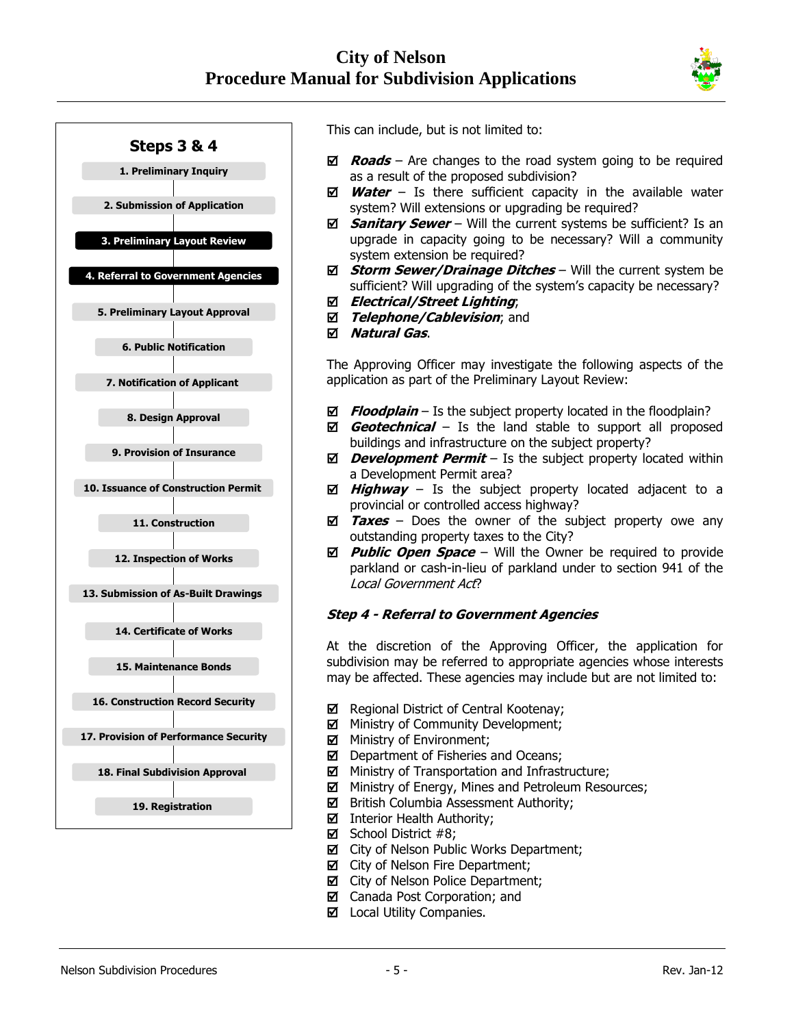**Steps 3 & 4**

1. Preliminary Inquiry
2. Submission of Application
3. **Preliminary Layout Review**
4. **Referral to Government Agencies**
5. Preliminary Layout Approval
6. Public Notification
7. Notification of Applicant
8. Design Approval
9. Provision of Insurance
10. Issuance of Construction Permit
11. Construction
12. Inspection of Works
13. Submission of As-Built Drawings
14. Certificate of Works
15. Maintenance Bonds
16. Construction Record Security
17. Provision of Performance Security
18. Final Subdivision Approval
19. Registration

This can include, but is not limited to:

- ☑ ***Roads*** – Are changes to the road system going to be required as a result of the proposed subdivision?
- ☑ ***Water*** – Is there sufficient capacity in the available water system? Will extensions or upgrading be required?
- ☑ ***Sanitary Sewer*** – Will the current systems be sufficient? Is an upgrade in capacity going to be necessary? Will a community system extension be required?
- ☑ ***Storm Sewer/Drainage Ditches*** – Will the current system be sufficient? Will upgrading of the system's capacity be necessary?
- ☑ ***Electrical/Street Lighting***;
- ☑ ***Telephone/Cablevision***; and
- ☑ ***Natural Gas***.

The Approving Officer may investigate the following aspects of the application as part of the Preliminary Layout Review:

- ☑ ***Floodplain*** – Is the subject property located in the floodplain?
- ☑ ***Geotechnical*** – Is the land stable to support all proposed buildings and infrastructure on the subject property?
- ☑ ***Development Permit*** – Is the subject property located within a Development Permit area?
- ☑ ***Highway*** – Is the subject property located adjacent to a provincial or controlled access highway?
- ☑ ***Taxes*** – Does the owner of the subject property owe any outstanding property taxes to the City?
- ☑ ***Public Open Space*** – Will the Owner be required to provide parkland or cash-in-lieu of parkland under to section 941 of the *Local Government Act*?

### *Step 4 - Referral to Government Agencies*

At the discretion of the Approving Officer, the application for subdivision may be referred to appropriate agencies whose interests may be affected. These agencies may include but are not limited to:

- ☑ Regional District of Central Kootenay;
- ☑ Ministry of Community Development;
- ☑ Ministry of Environment;
- ☑ Department of Fisheries and Oceans;
- ☑ Ministry of Transportation and Infrastructure;
- ☑ Ministry of Energy, Mines and Petroleum Resources;
- ☑ British Columbia Assessment Authority;
- ☑ Interior Health Authority;
- ☑ School District #8;
- ☑ City of Nelson Public Works Department;
- ☑ City of Nelson Fire Department;
- ☑ City of Nelson Police Department;
- ☑ Canada Post Corporation; and
- ☑ Local Utility Companies.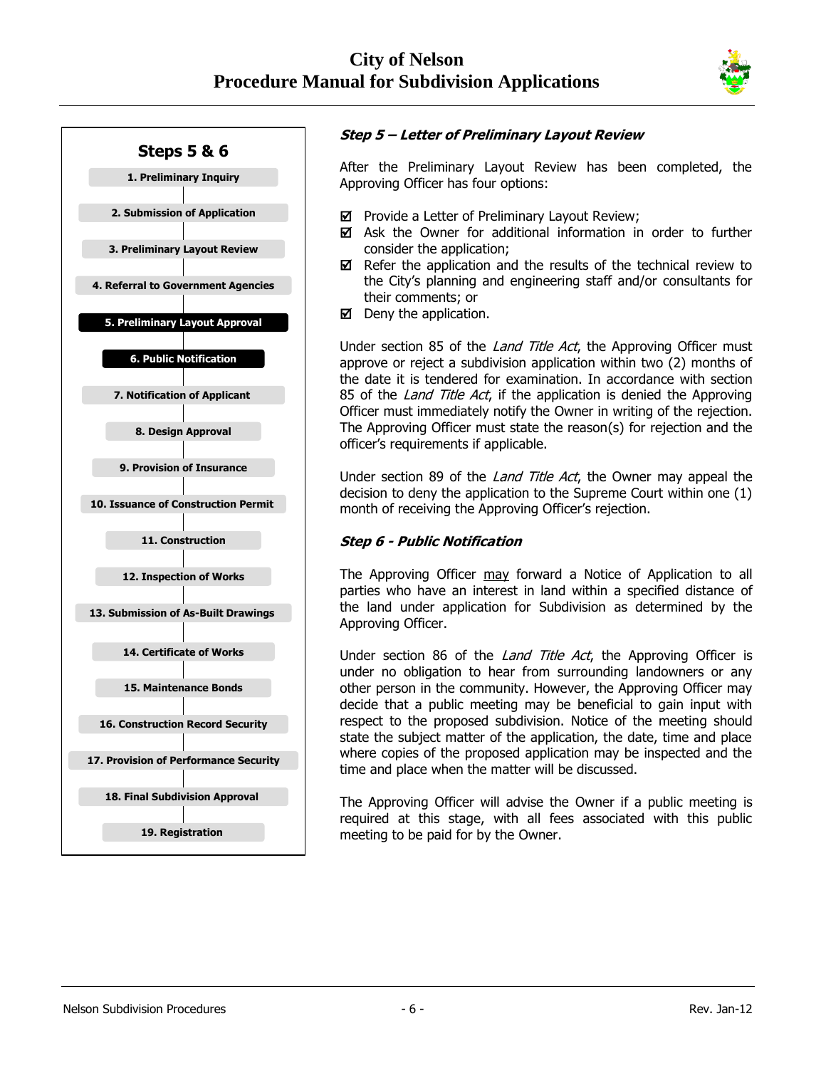## Steps 5 & 6

1. Preliminary Inquiry
2. Submission of Application
3. Preliminary Layout Review
4. Referral to Government Agencies
5. **Preliminary Layout Approval**
6. **Public Notification**
7. Notification of Applicant
8. Design Approval
9. Provision of Insurance
10. Issuance of Construction Permit
11. Construction
12. Inspection of Works
13. Submission of As-Built Drawings
14. Certificate of Works
15. Maintenance Bonds
16. Construction Record Security
17. Provision of Performance Security
18. Final Subdivision Approval
19. Registration

### *Step 5 – Letter of Preliminary Layout Review*

After the Preliminary Layout Review has been completed, the Approving Officer has four options:

- ☑ Provide a Letter of Preliminary Layout Review;
- ☑ Ask the Owner for additional information in order to further consider the application;
- ☑ Refer the application and the results of the technical review to the City's planning and engineering staff and/or consultants for their comments; or
- ☑ Deny the application.

Under section 85 of the *Land Title Act*, the Approving Officer must approve or reject a subdivision application within two (2) months of the date it is tendered for examination. In accordance with section 85 of the *Land Title Act*, if the application is denied the Approving Officer must immediately notify the Owner in writing of the rejection. The Approving Officer must state the reason(s) for rejection and the officer's requirements if applicable.

Under section 89 of the *Land Title Act*, the Owner may appeal the decision to deny the application to the Supreme Court within one (1) month of receiving the Approving Officer's rejection.

### *Step 6 - Public Notification*

The Approving Officer <u>may</u> forward a Notice of Application to all parties who have an interest in land within a specified distance of the land under application for Subdivision as determined by the Approving Officer.

Under section 86 of the *Land Title Act*, the Approving Officer is under no obligation to hear from surrounding landowners or any other person in the community. However, the Approving Officer may decide that a public meeting may be beneficial to gain input with respect to the proposed subdivision. Notice of the meeting should state the subject matter of the application, the date, time and place where copies of the proposed application may be inspected and the time and place when the matter will be discussed.

The Approving Officer will advise the Owner if a public meeting is required at this stage, with all fees associated with this public meeting to be paid for by the Owner.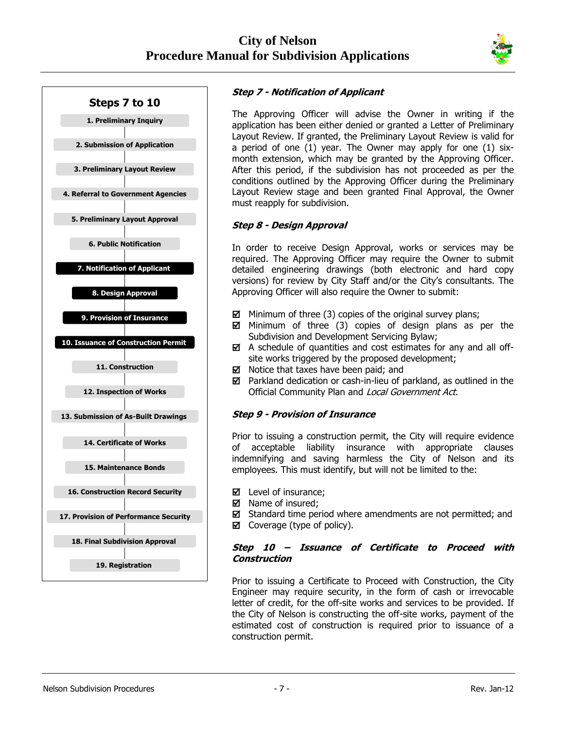**Steps 7 to 10**

1. Preliminary Inquiry
2. Submission of Application
3. Preliminary Layout Review
4. Referral to Government Agencies
5. Preliminary Layout Approval
6. Public Notification
7. **Notification of Applicant**
8. **Design Approval**
9. **Provision of Insurance**
10. **Issuance of Construction Permit**
11. Construction
12. Inspection of Works
13. Submission of As-Built Drawings
14. Certificate of Works
15. Maintenance Bonds
16. Construction Record Security
17. Provision of Performance Security
18. Final Subdivision Approval
19. Registration

### *Step 7 - Notification of Applicant*

The Approving Officer will advise the Owner in writing if the application has been either denied or granted a Letter of Preliminary Layout Review. If granted, the Preliminary Layout Review is valid for a period of one (1) year. The Owner may apply for one (1) six-month extension, which may be granted by the Approving Officer. After this period, if the subdivision has not proceeded as per the conditions outlined by the Approving Officer during the Preliminary Layout Review stage and been granted Final Approval, the Owner must reapply for subdivision.

### *Step 8 - Design Approval*

In order to receive Design Approval, works or services may be required. The Approving Officer may require the Owner to submit detailed engineering drawings (both electronic and hard copy versions) for review by City Staff and/or the City's consultants. The Approving Officer will also require the Owner to submit:

- ☑ Minimum of three (3) copies of the original survey plans;
- ☑ Minimum of three (3) copies of design plans as per the Subdivision and Development Servicing Bylaw;
- ☑ A schedule of quantities and cost estimates for any and all off-site works triggered by the proposed development;
- ☑ Notice that taxes have been paid; and
- ☑ Parkland dedication or cash-in-lieu of parkland, as outlined in the Official Community Plan and *Local Government Act*.

### *Step 9 - Provision of Insurance*

Prior to issuing a construction permit, the City will require evidence of acceptable liability insurance with appropriate clauses indemnifying and saving harmless the City of Nelson and its employees. This must identify, but will not be limited to the:

- ☑ Level of insurance;
- ☑ Name of insured;
- ☑ Standard time period where amendments are not permitted; and
- ☑ Coverage (type of policy).

### *Step 10 – Issuance of Certificate to Proceed with Construction*

Prior to issuing a Certificate to Proceed with Construction, the City Engineer may require security, in the form of cash or irrevocable letter of credit, for the off-site works and services to be provided. If the City of Nelson is constructing the off-site works, payment of the estimated cost of construction is required prior to issuance of a construction permit.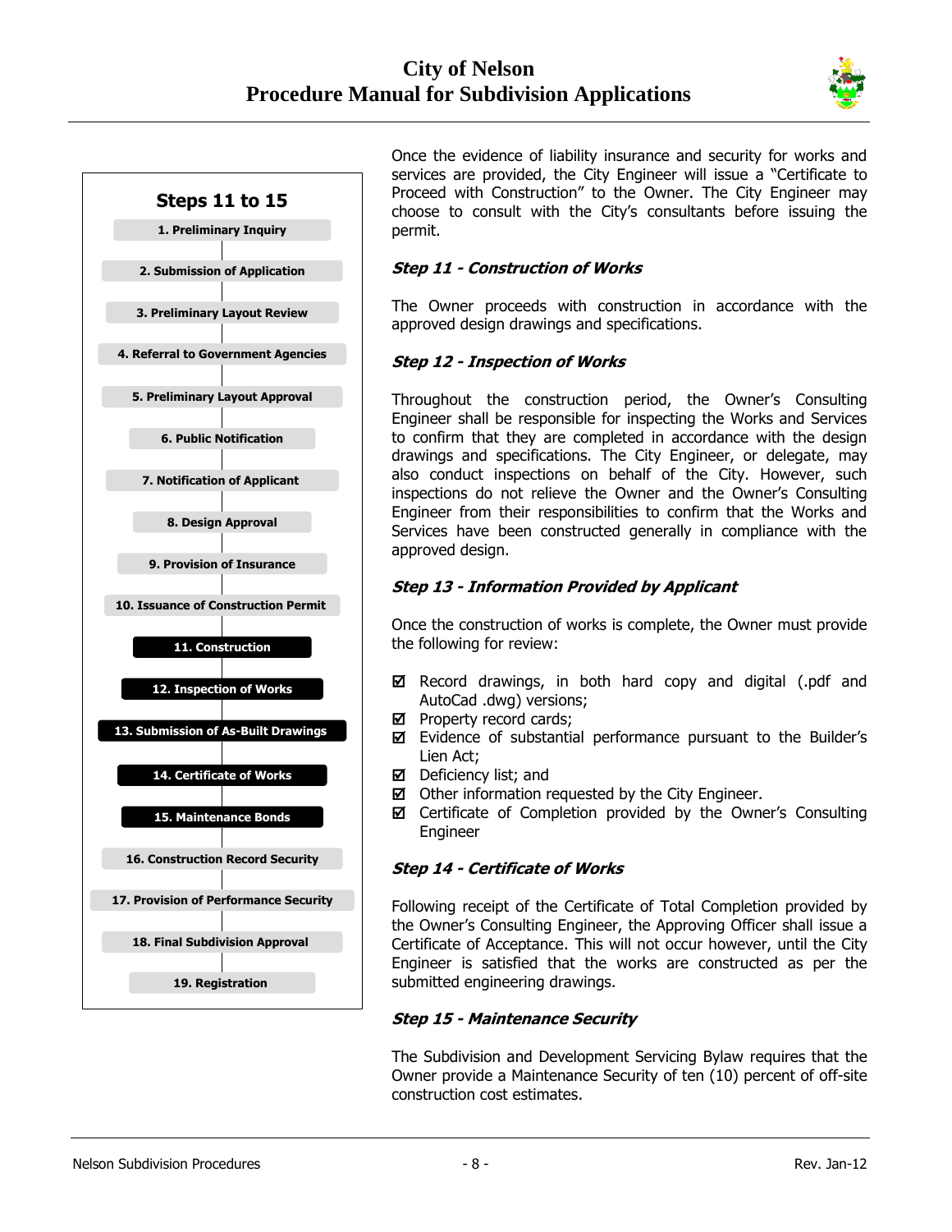**Steps 11 to 15**

1. Preliminary Inquiry
2. Submission of Application
3. Preliminary Layout Review
4. Referral to Government Agencies
5. Preliminary Layout Approval
6. Public Notification
7. Notification of Applicant
8. Design Approval
9. Provision of Insurance
10. Issuance of Construction Permit
11. **Construction**
12. **Inspection of Works**
13. **Submission of As-Built Drawings**
14. **Certificate of Works**
15. **Maintenance Bonds**
16. Construction Record Security
17. Provision of Performance Security
18. Final Subdivision Approval
19. Registration

Once the evidence of liability insurance and security for works and services are provided, the City Engineer will issue a "Certificate to Proceed with Construction" to the Owner. The City Engineer may choose to consult with the City's consultants before issuing the permit.

### *Step 11 - Construction of Works*

The Owner proceeds with construction in accordance with the approved design drawings and specifications.

### *Step 12 - Inspection of Works*

Throughout the construction period, the Owner's Consulting Engineer shall be responsible for inspecting the Works and Services to confirm that they are completed in accordance with the design drawings and specifications. The City Engineer, or delegate, may also conduct inspections on behalf of the City. However, such inspections do not relieve the Owner and the Owner's Consulting Engineer from their responsibilities to confirm that the Works and Services have been constructed generally in compliance with the approved design.

### *Step 13 - Information Provided by Applicant*

Once the construction of works is complete, the Owner must provide the following for review:

- ☑ Record drawings, in both hard copy and digital (.pdf and AutoCad .dwg) versions;
- ☑ Property record cards;
- ☑ Evidence of substantial performance pursuant to the Builder's Lien Act;
- ☑ Deficiency list; and
- ☑ Other information requested by the City Engineer.
- ☑ Certificate of Completion provided by the Owner's Consulting Engineer

### *Step 14 - Certificate of Works*

Following receipt of the Certificate of Total Completion provided by the Owner's Consulting Engineer, the Approving Officer shall issue a Certificate of Acceptance. This will not occur however, until the City Engineer is satisfied that the works are constructed as per the submitted engineering drawings.

### *Step 15 - Maintenance Security*

The Subdivision and Development Servicing Bylaw requires that the Owner provide a Maintenance Security of ten (10) percent of off-site construction cost estimates.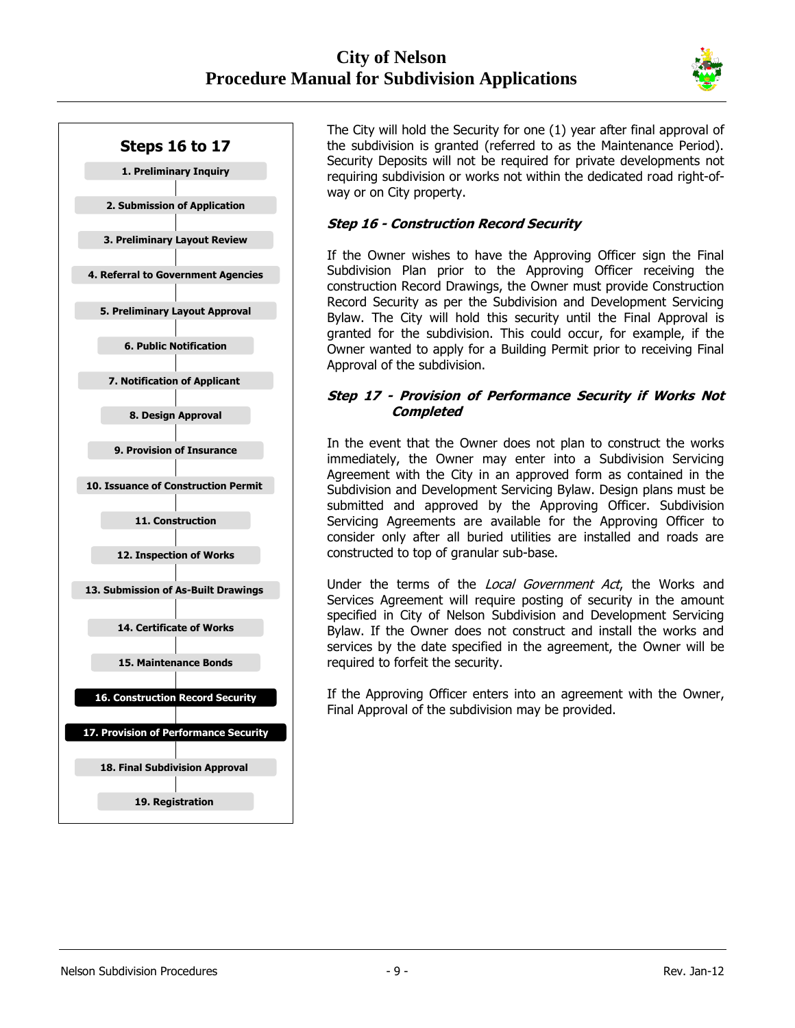**Steps 16 to 17**

1. Preliminary Inquiry
2. Submission of Application
3. Preliminary Layout Review
4. Referral to Government Agencies
5. Preliminary Layout Approval
6. Public Notification
7. Notification of Applicant
8. Design Approval
9. Provision of Insurance
10. Issuance of Construction Permit
11. Construction
12. Inspection of Works
13. Submission of As-Built Drawings
14. Certificate of Works
15. Maintenance Bonds
16. **Construction Record Security**
17. **Provision of Performance Security**
18. Final Subdivision Approval
19. Registration

The City will hold the Security for one (1) year after final approval of the subdivision is granted (referred to as the Maintenance Period). Security Deposits will not be required for private developments not requiring subdivision or works not within the dedicated road right-of-way or on City property.

### *Step 16 - Construction Record Security*

If the Owner wishes to have the Approving Officer sign the Final Subdivision Plan prior to the Approving Officer receiving the construction Record Drawings, the Owner must provide Construction Record Security as per the Subdivision and Development Servicing Bylaw. The City will hold this security until the Final Approval is granted for the subdivision. This could occur, for example, if the Owner wanted to apply for a Building Permit prior to receiving Final Approval of the subdivision.

### *Step 17 - Provision of Performance Security if Works Not Completed*

In the event that the Owner does not plan to construct the works immediately, the Owner may enter into a Subdivision Servicing Agreement with the City in an approved form as contained in the Subdivision and Development Servicing Bylaw. Design plans must be submitted and approved by the Approving Officer. Subdivision Servicing Agreements are available for the Approving Officer to consider only after all buried utilities are installed and roads are constructed to top of granular sub-base.

Under the terms of the *Local Government Act*, the Works and Services Agreement will require posting of security in the amount specified in City of Nelson Subdivision and Development Servicing Bylaw. If the Owner does not construct and install the works and services by the date specified in the agreement, the Owner will be required to forfeit the security.

If the Approving Officer enters into an agreement with the Owner, Final Approval of the subdivision may be provided.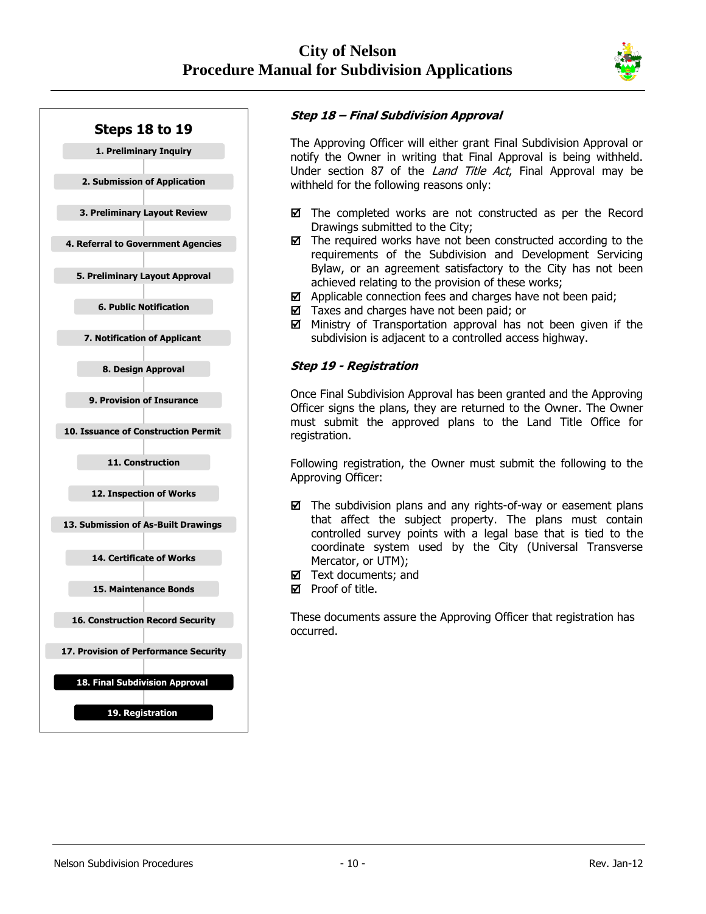### Steps 18 to 19

1. Preliminary Inquiry
2. Submission of Application
3. Preliminary Layout Review
4. Referral to Government Agencies
5. Preliminary Layout Approval
6. Public Notification
7. Notification of Applicant
8. Design Approval
9. Provision of Insurance
10. Issuance of Construction Permit
11. Construction
12. Inspection of Works
13. Submission of As-Built Drawings
14. Certificate of Works
15. Maintenance Bonds
16. Construction Record Security
17. Provision of Performance Security
18. **Final Subdivision Approval**
19. **Registration**

### *Step 18 – Final Subdivision Approval*

The Approving Officer will either grant Final Subdivision Approval or notify the Owner in writing that Final Approval is being withheld. Under section 87 of the *Land Title Act*, Final Approval may be withheld for the following reasons only:

- ☑ The completed works are not constructed as per the Record Drawings submitted to the City;
- ☑ The required works have not been constructed according to the requirements of the Subdivision and Development Servicing Bylaw, or an agreement satisfactory to the City has not been achieved relating to the provision of these works;
- ☑ Applicable connection fees and charges have not been paid;
- ☑ Taxes and charges have not been paid; or
- ☑ Ministry of Transportation approval has not been given if the subdivision is adjacent to a controlled access highway.

### *Step 19 - Registration*

Once Final Subdivision Approval has been granted and the Approving Officer signs the plans, they are returned to the Owner. The Owner must submit the approved plans to the Land Title Office for registration.

Following registration, the Owner must submit the following to the Approving Officer:

- ☑ The subdivision plans and any rights-of-way or easement plans that affect the subject property. The plans must contain controlled survey points with a legal base that is tied to the coordinate system used by the City (Universal Transverse Mercator, or UTM);
- ☑ Text documents; and
- ☑ Proof of title.

These documents assure the Approving Officer that registration has occurred.